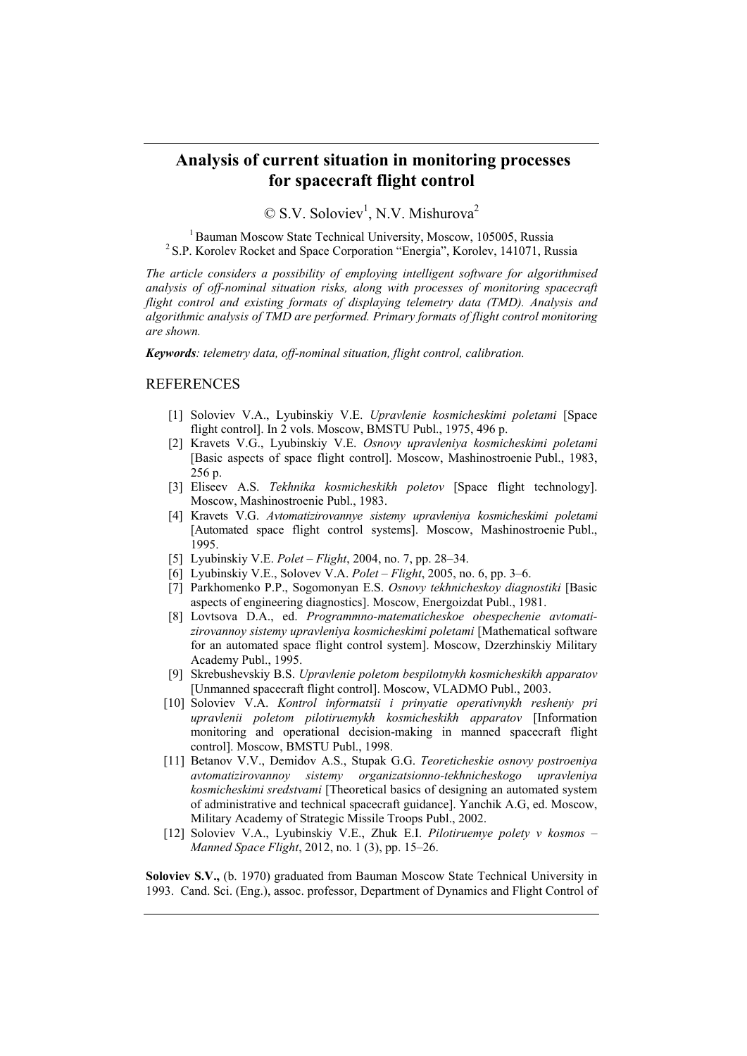# Analysis of current situation in monitoring processes for spacecraft flight control

© S.V. Soloviev[1], N.V. Mishurova[2]

[1] Bauman Moscow State Technical University, Moscow, 105005, Russia
[2] S.P. Korolev Rocket and Space Corporation "Energia", Korolev, 141071, Russia

*The article considers a possibility of employing intelligent software for algorithmised analysis of off-nominal situation risks, along with processes of monitoring spacecraft flight control and existing formats of displaying telemetry data (TMD). Analysis and algorithmic analysis of TMD are performed. Primary formats of flight control monitoring are shown.*

***Keywords**: telemetry data, off-nominal situation, flight control, calibration.*

## REFERENCES

[1] Soloviev V.A., Lyubinskiy V.E. *Upravlenie kosmicheskimi poletami* [Space flight control]. In 2 vols. Moscow, BMSTU Publ., 1975, 496 p.

[2] Kravets V.G., Lyubinskiy V.E. *Osnovy upravleniya kosmicheskimi poletami* [Basic aspects of space flight control]. Moscow, Mashinostroenie Publ., 1983, 256 p.

[3] Eliseev A.S. *Tekhnika kosmicheskikh poletov* [Space flight technology]. Moscow, Mashinostroenie Publ., 1983.

[4] Kravets V.G. *Avtomatizirovannye sistemy upravleniya kosmicheskimi poletami* [Automated space flight control systems]. Moscow, Mashinostroenie Publ., 1995.

[5] Lyubinskiy V.E. *Polet – Flight*, 2004, no. 7, pp. 28–34.

[6] Lyubinskiy V.E., Solovev V.A. *Polet – Flight*, 2005, no. 6, pp. 3–6.

[7] Parkhomenko P.P., Sogomonyan E.S. *Osnovy tekhnicheskoy diagnostiki* [Basic aspects of engineering diagnostics]. Moscow, Energoizdat Publ., 1981.

[8] Lovtsova D.A., ed. *Programmno-matematicheskoe obespechenie avtomatizirovannoy sistemy upravleniya kosmicheskimi poletami* [Mathematical software for an automated space flight control system]. Moscow, Dzerzhinskiy Military Academy Publ., 1995.

[9] Skrebushevskiy B.S. *Upravlenie poletom bespilotnykh kosmicheskikh apparatov* [Unmanned spacecraft flight control]. Moscow, VLADMO Publ., 2003.

[10] Soloviev V.A. *Kontrol informatsii i prinyatie operativnykh resheniy pri upravlenii poletom pilotiruemykh kosmicheskikh apparatov* [Information monitoring and operational decision-making in manned spacecraft flight control]. Moscow, BMSTU Publ., 1998.

[11] Betanov V.V., Demidov A.S., Stupak G.G. *Teoreticheskie osnovy postroeniya avtomatizirovannoy sistemy organizatsionno-tekhnicheskogo upravleniya kosmicheskimi sredstvami* [Theoretical basics of designing an automated system of administrative and technical spacecraft guidance]. Yanchik A.G, ed. Moscow, Military Academy of Strategic Missile Troops Publ., 2002.

[12] Soloviev V.A., Lyubinskiy V.E., Zhuk E.I. *Pilotiruemye polety v kosmos – Manned Space Flight*, 2012, no. 1 (3), pp. 15–26.

**Soloviev S.V.,** (b. 1970) graduated from Bauman Moscow State Technical University in 1993. Cand. Sci. (Eng.), assoc. professor, Department of Dynamics and Flight Control of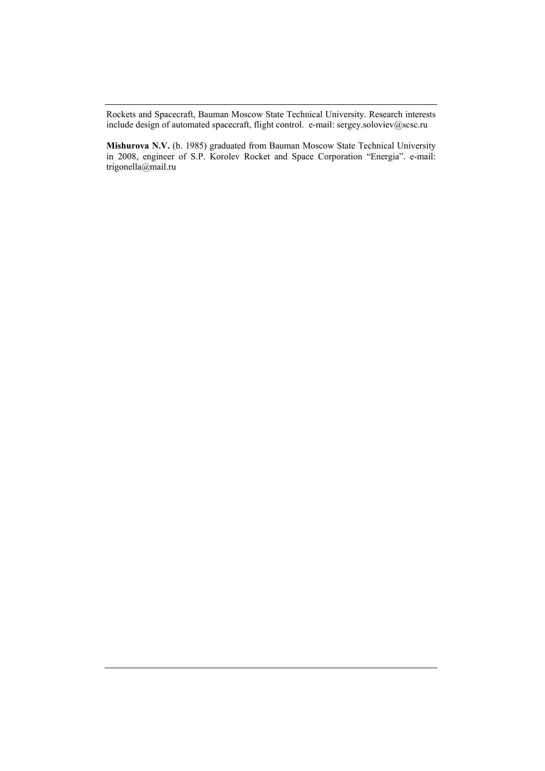Rockets and Spacecraft, Bauman Moscow State Technical University. Research interests include design of automated spacecraft, flight control. e-mail: sergey.soloviev@scsc.ru

**Mishurova N.V.** (b. 1985) graduated from Bauman Moscow State Technical University in 2008, engineer of S.P. Korolev Rocket and Space Corporation "Energia". e-mail: trigonella@mail.ru